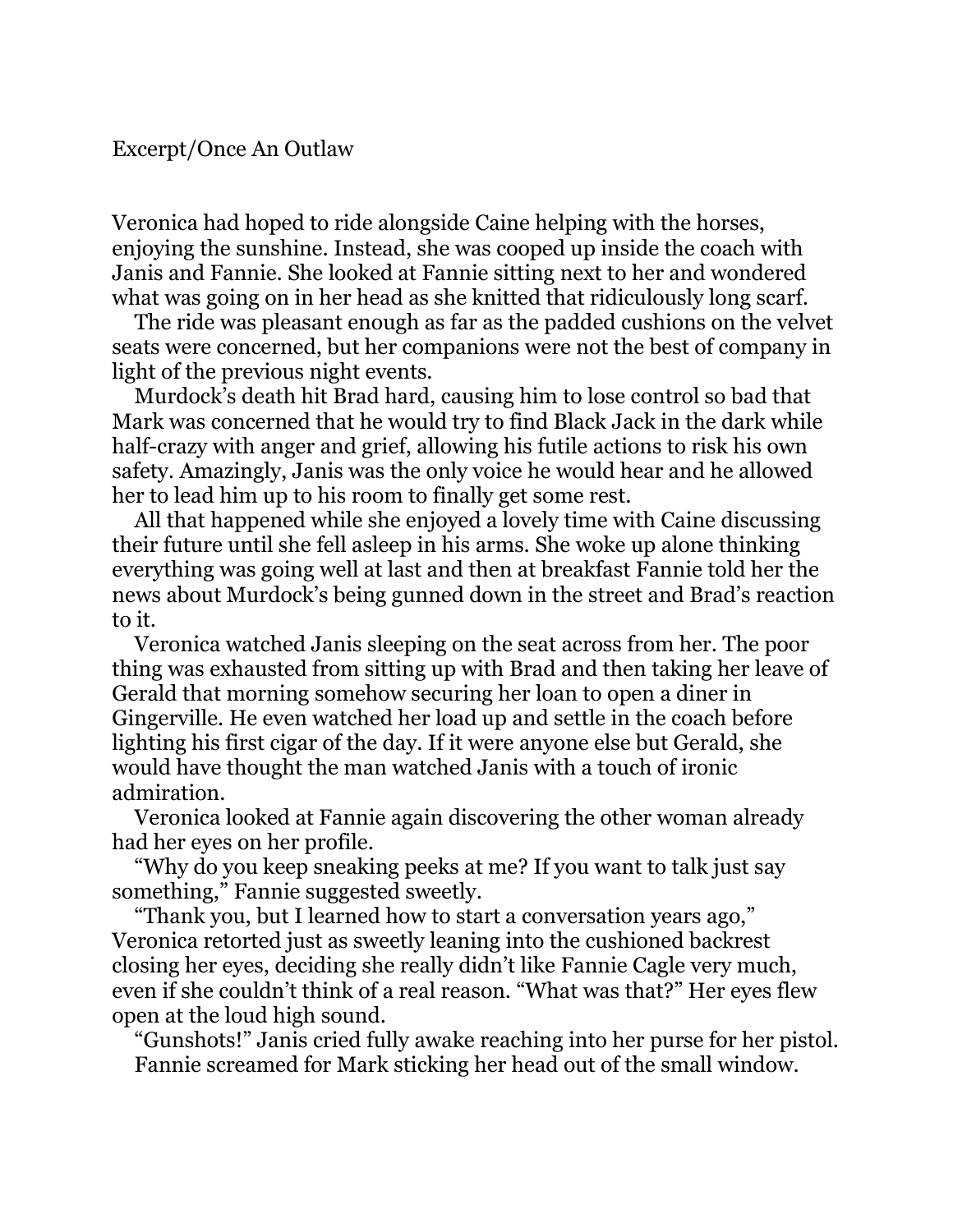Excerpt/Once An Outlaw

Veronica had hoped to ride alongside Caine helping with the horses, enjoying the sunshine. Instead, she was cooped up inside the coach with Janis and Fannie. She looked at Fannie sitting next to her and wondered what was going on in her head as she knitted that ridiculously long scarf.

The ride was pleasant enough as far as the padded cushions on the velvet seats were concerned, but her companions were not the best of company in light of the previous night events.

Murdock's death hit Brad hard, causing him to lose control so bad that Mark was concerned that he would try to find Black Jack in the dark while half-crazy with anger and grief, allowing his futile actions to risk his own safety. Amazingly, Janis was the only voice he would hear and he allowed her to lead him up to his room to finally get some rest.

All that happened while she enjoyed a lovely time with Caine discussing their future until she fell asleep in his arms. She woke up alone thinking everything was going well at last and then at breakfast Fannie told her the news about Murdock's being gunned down in the street and Brad's reaction to it.

Veronica watched Janis sleeping on the seat across from her. The poor thing was exhausted from sitting up with Brad and then taking her leave of Gerald that morning somehow securing her loan to open a diner in Gingerville. He even watched her load up and settle in the coach before lighting his first cigar of the day. If it were anyone else but Gerald, she would have thought the man watched Janis with a touch of ironic admiration.

Veronica looked at Fannie again discovering the other woman already had her eyes on her profile.

"Why do you keep sneaking peeks at me? If you want to talk just say something," Fannie suggested sweetly.

"Thank you, but I learned how to start a conversation years ago," Veronica retorted just as sweetly leaning into the cushioned backrest closing her eyes, deciding she really didn't like Fannie Cagle very much, even if she couldn't think of a real reason. "What was that?" Her eyes flew open at the loud high sound.

"Gunshots!" Janis cried fully awake reaching into her purse for her pistol.

Fannie screamed for Mark sticking her head out of the small window.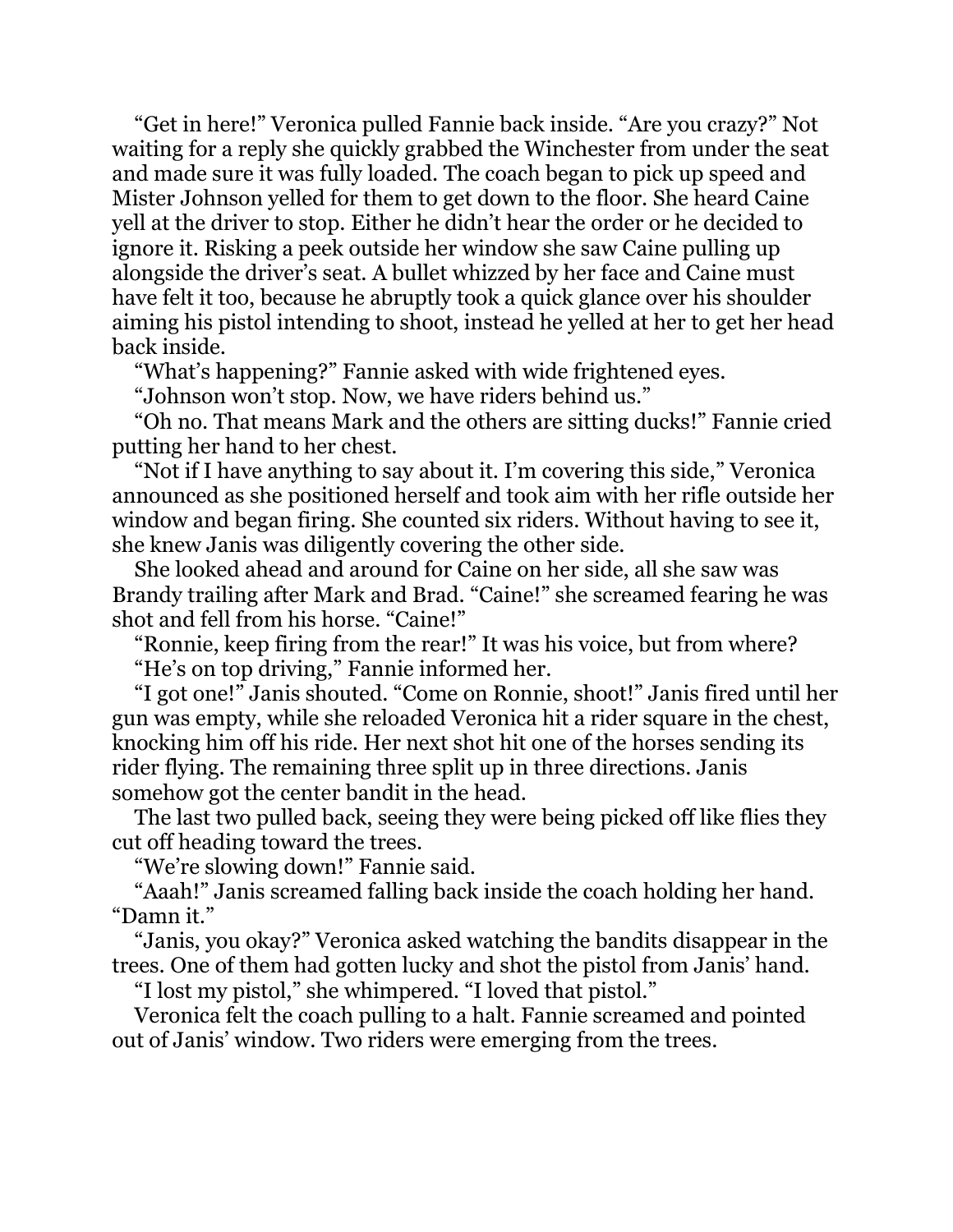"Get in here!" Veronica pulled Fannie back inside. "Are you crazy?" Not waiting for a reply she quickly grabbed the Winchester from under the seat and made sure it was fully loaded. The coach began to pick up speed and Mister Johnson yelled for them to get down to the floor. She heard Caine yell at the driver to stop. Either he didn't hear the order or he decided to ignore it. Risking a peek outside her window she saw Caine pulling up alongside the driver's seat. A bullet whizzed by her face and Caine must have felt it too, because he abruptly took a quick glance over his shoulder aiming his pistol intending to shoot, instead he yelled at her to get her head back inside.

"What's happening?" Fannie asked with wide frightened eyes.

"Johnson won't stop. Now, we have riders behind us."

"Oh no. That means Mark and the others are sitting ducks!" Fannie cried putting her hand to her chest.

"Not if I have anything to say about it. I'm covering this side," Veronica announced as she positioned herself and took aim with her rifle outside her window and began firing. She counted six riders. Without having to see it, she knew Janis was diligently covering the other side.

She looked ahead and around for Caine on her side, all she saw was Brandy trailing after Mark and Brad. "Caine!" she screamed fearing he was shot and fell from his horse. "Caine!"

"Ronnie, keep firing from the rear!" It was his voice, but from where?

"He's on top driving," Fannie informed her.

"I got one!" Janis shouted. "Come on Ronnie, shoot!" Janis fired until her gun was empty, while she reloaded Veronica hit a rider square in the chest, knocking him off his ride. Her next shot hit one of the horses sending its rider flying. The remaining three split up in three directions. Janis somehow got the center bandit in the head.

The last two pulled back, seeing they were being picked off like flies they cut off heading toward the trees.

"We're slowing down!" Fannie said.

"Aaah!" Janis screamed falling back inside the coach holding her hand. "Damn it."

"Janis, you okay?" Veronica asked watching the bandits disappear in the trees. One of them had gotten lucky and shot the pistol from Janis' hand.

"I lost my pistol," she whimpered. "I loved that pistol."

Veronica felt the coach pulling to a halt. Fannie screamed and pointed out of Janis' window. Two riders were emerging from the trees.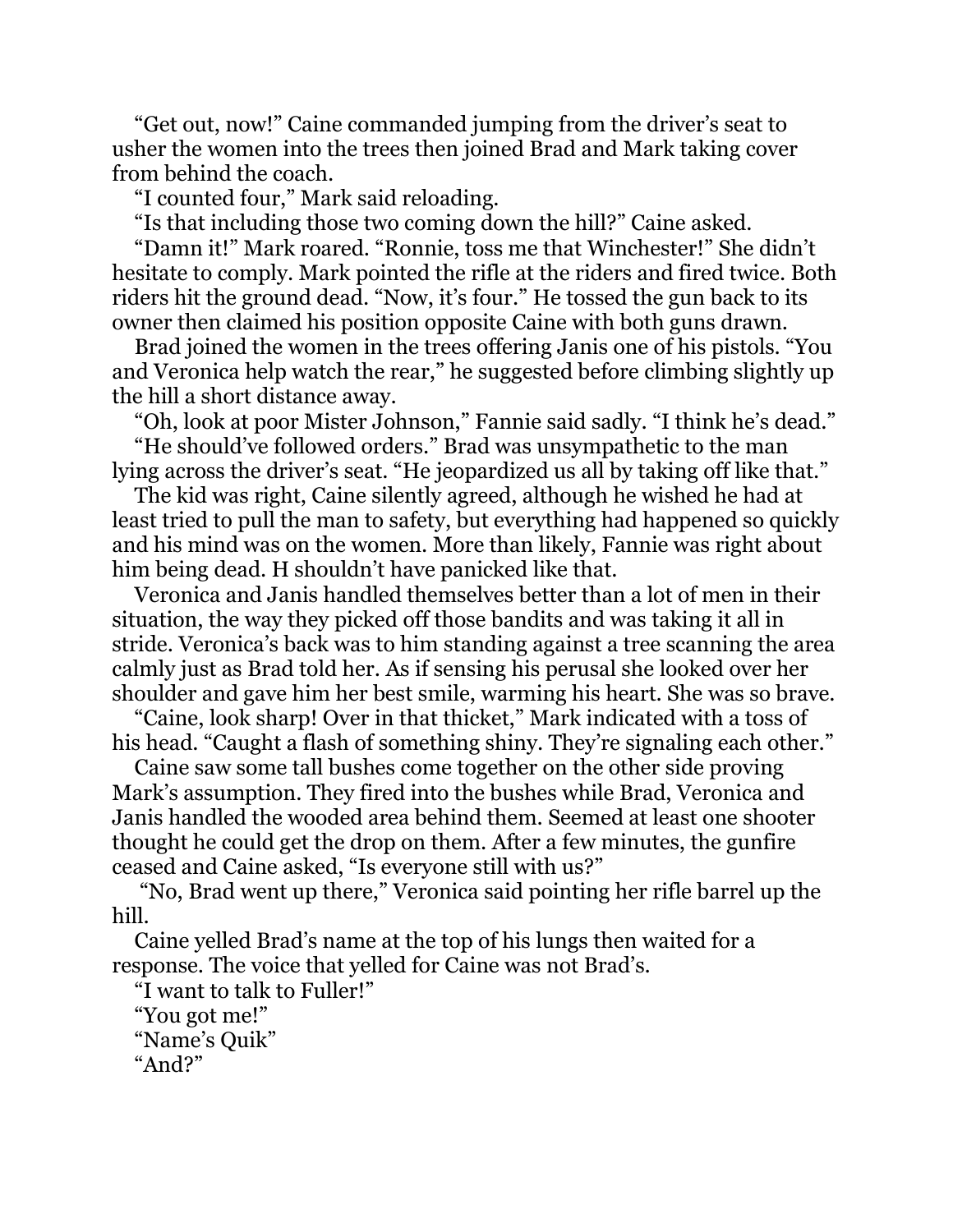"Get out, now!" Caine commanded jumping from the driver's seat to usher the women into the trees then joined Brad and Mark taking cover from behind the coach.

"I counted four," Mark said reloading.

"Is that including those two coming down the hill?" Caine asked.

"Damn it!" Mark roared. "Ronnie, toss me that Winchester!" She didn't hesitate to comply. Mark pointed the rifle at the riders and fired twice. Both riders hit the ground dead. "Now, it's four." He tossed the gun back to its owner then claimed his position opposite Caine with both guns drawn.

Brad joined the women in the trees offering Janis one of his pistols. "You and Veronica help watch the rear," he suggested before climbing slightly up the hill a short distance away.

"Oh, look at poor Mister Johnson," Fannie said sadly. "I think he's dead."

"He should've followed orders." Brad was unsympathetic to the man lying across the driver's seat. "He jeopardized us all by taking off like that."

The kid was right, Caine silently agreed, although he wished he had at least tried to pull the man to safety, but everything had happened so quickly and his mind was on the women. More than likely, Fannie was right about him being dead. H shouldn't have panicked like that.

Veronica and Janis handled themselves better than a lot of men in their situation, the way they picked off those bandits and was taking it all in stride. Veronica's back was to him standing against a tree scanning the area calmly just as Brad told her. As if sensing his perusal she looked over her shoulder and gave him her best smile, warming his heart. She was so brave.

"Caine, look sharp! Over in that thicket," Mark indicated with a toss of his head. "Caught a flash of something shiny. They're signaling each other."

Caine saw some tall bushes come together on the other side proving Mark's assumption. They fired into the bushes while Brad, Veronica and Janis handled the wooded area behind them. Seemed at least one shooter thought he could get the drop on them. After a few minutes, the gunfire ceased and Caine asked, "Is everyone still with us?"

"No, Brad went up there," Veronica said pointing her rifle barrel up the hill.

Caine yelled Brad's name at the top of his lungs then waited for a response. The voice that yelled for Caine was not Brad's.

"I want to talk to Fuller!"

"You got me!"

"Name's Quik"

"And?"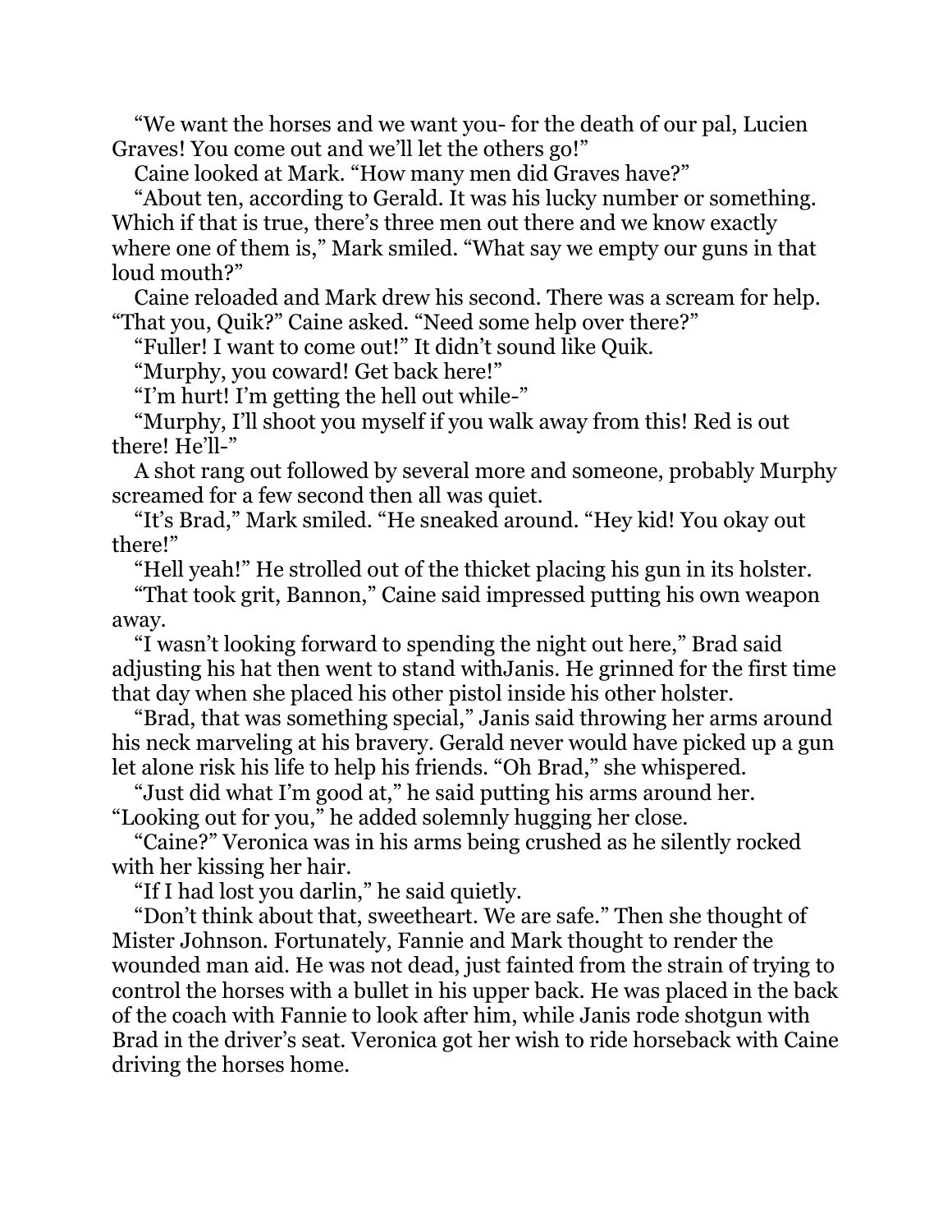“We want the horses and we want you- for the death of our pal, Lucien Graves! You come out and we’ll let the others go!”

Caine looked at Mark. “How many men did Graves have?”

“About ten, according to Gerald. It was his lucky number or something. Which if that is true, there’s three men out there and we know exactly where one of them is,” Mark smiled. “What say we empty our guns in that loud mouth?”

Caine reloaded and Mark drew his second. There was a scream for help. “That you, Quik?” Caine asked. “Need some help over there?”

“Fuller! I want to come out!” It didn’t sound like Quik.

“Murphy, you coward! Get back here!”

“I’m hurt! I’m getting the hell out while-”

“Murphy, I’ll shoot you myself if you walk away from this! Red is out there! He’ll-”

A shot rang out followed by several more and someone, probably Murphy screamed for a few second then all was quiet.

“It’s Brad,” Mark smiled. “He sneaked around. “Hey kid! You okay out there!”

“Hell yeah!” He strolled out of the thicket placing his gun in its holster.

“That took grit, Bannon,” Caine said impressed putting his own weapon away.

“I wasn’t looking forward to spending the night out here,” Brad said adjusting his hat then went to stand withJanis. He grinned for the first time that day when she placed his other pistol inside his other holster.

“Brad, that was something special,” Janis said throwing her arms around his neck marveling at his bravery. Gerald never would have picked up a gun let alone risk his life to help his friends. “Oh Brad,” she whispered.

“Just did what I’m good at,” he said putting his arms around her. “Looking out for you,” he added solemnly hugging her close.

“Caine?” Veronica was in his arms being crushed as he silently rocked with her kissing her hair.

“If I had lost you darlin,” he said quietly.

“Don’t think about that, sweetheart. We are safe.” Then she thought of Mister Johnson. Fortunately, Fannie and Mark thought to render the wounded man aid. He was not dead, just fainted from the strain of trying to control the horses with a bullet in his upper back. He was placed in the back of the coach with Fannie to look after him, while Janis rode shotgun with Brad in the driver’s seat. Veronica got her wish to ride horseback with Caine driving the horses home.